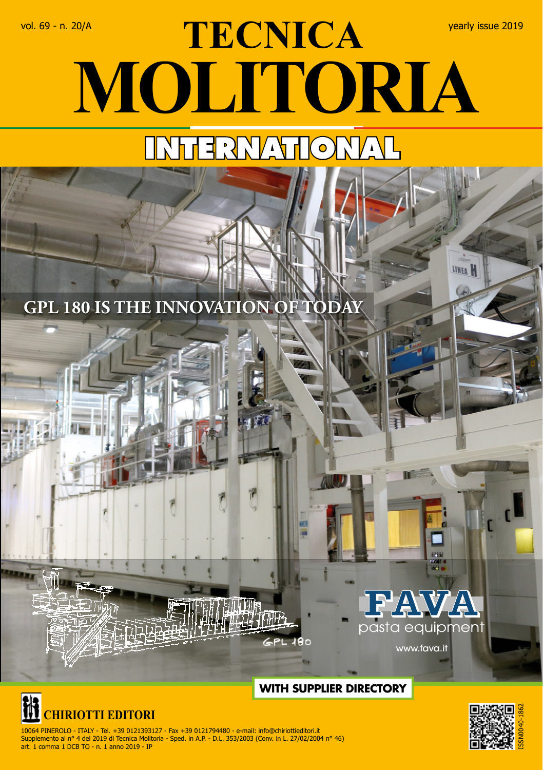vol. 69 - n. 20/A

# TECNICA MOLITORIA

## INTERNATIONAL

yearly issue 2019

GPL 180 IS THE INNOVATION OF TODAY

FAVA pasta equipment

www.fava.it

GPL 180

**WITH SUPPLIER DIRECTORY**

CHIRIOTTI EDITORI

10064 PINEROLO - ITALY - Tel. +39 0121393127 - Fax +39 0121794480 - e-mail: info@chiriottieditori.it
Supplemento al n° 4 del 2019 di Tecnica Molitoria - Sped. in A.P. - D.L. 353/2003 (Conv. in L. 27/02/2004 n° 46)
art. 1 comma 1 DCB TO - n. 1 anno 2019 - IP

ISSN0040-1862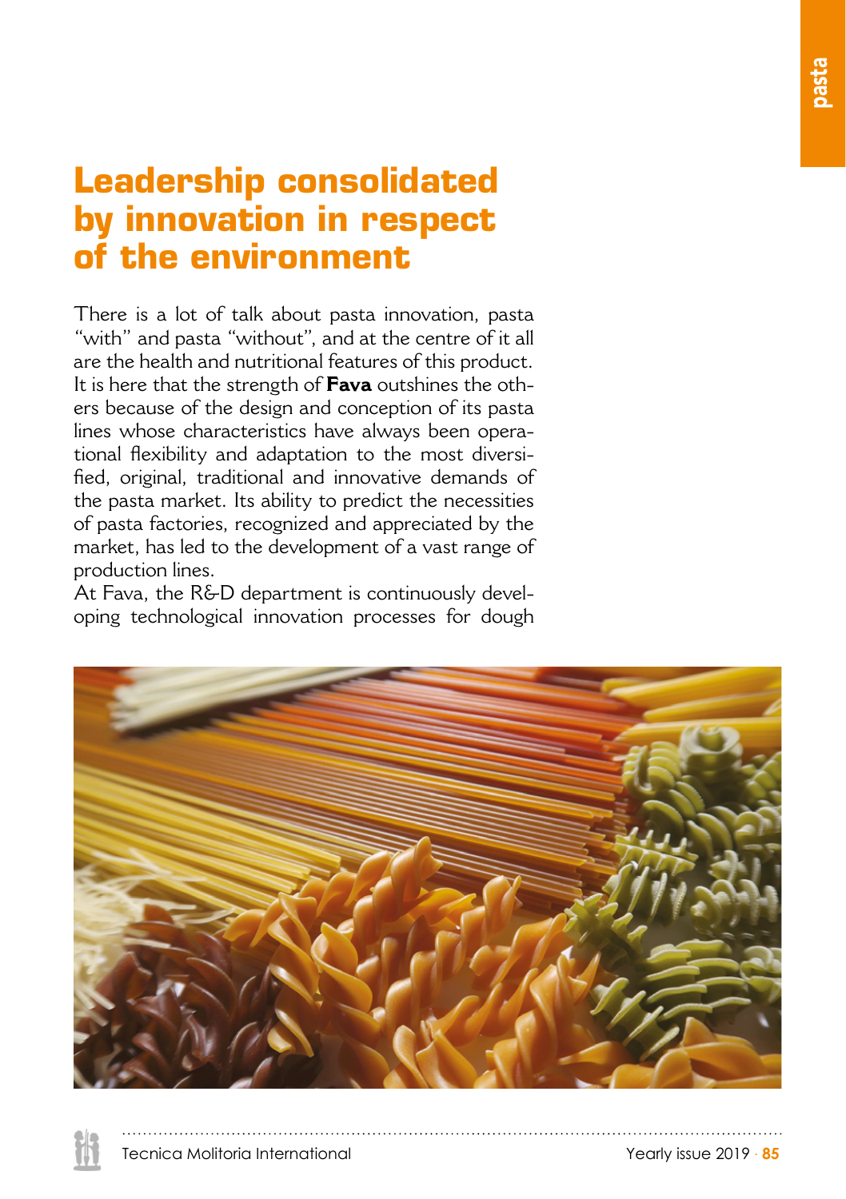# Leadership consolidated by innovation in respect of the environment

There is a lot of talk about pasta innovation, pasta "with" and pasta "without", and at the centre of it all are the health and nutritional features of this product. It is here that the strength of **Fava** outshines the others because of the design and conception of its pasta lines whose characteristics have always been operational flexibility and adaptation to the most diversified, original, traditional and innovative demands of the pasta market. Its ability to predict the necessities of pasta factories, recognized and appreciated by the market, has led to the development of a vast range of production lines.

At Fava, the R&D department is continuously developing technological innovation processes for dough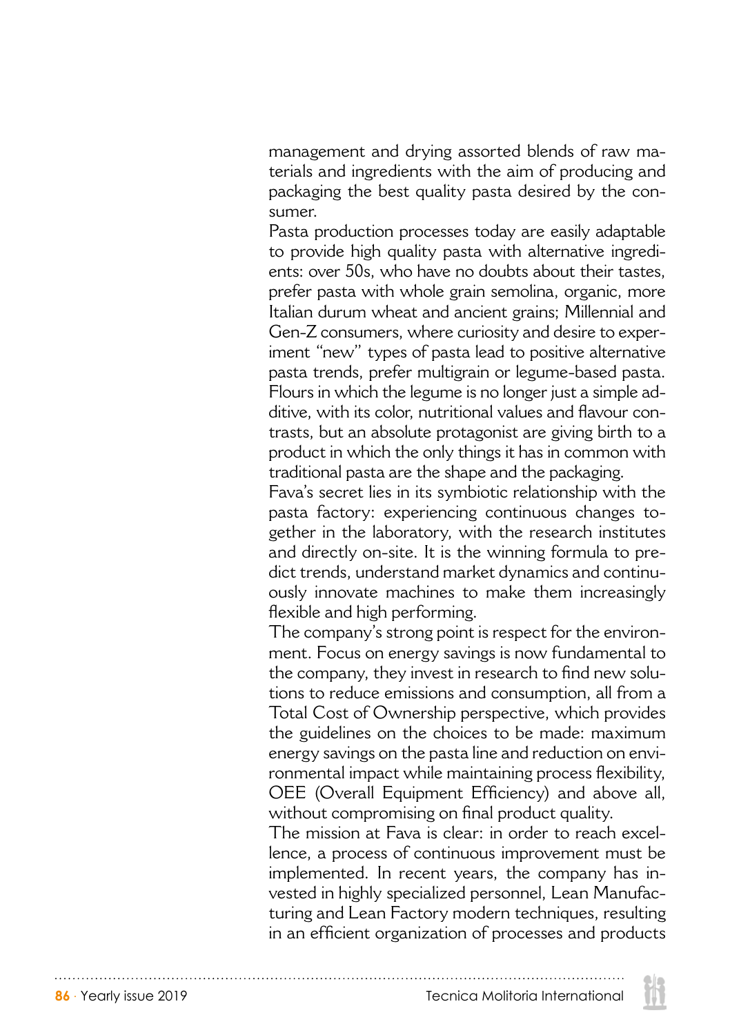management and drying assorted blends of raw materials and ingredients with the aim of producing and packaging the best quality pasta desired by the consumer.

Pasta production processes today are easily adaptable to provide high quality pasta with alternative ingredients: over 50s, who have no doubts about their tastes, prefer pasta with whole grain semolina, organic, more Italian durum wheat and ancient grains; Millennial and Gen-Z consumers, where curiosity and desire to experiment "new" types of pasta lead to positive alternative pasta trends, prefer multigrain or legume-based pasta. Flours in which the legume is no longer just a simple additive, with its color, nutritional values and flavour contrasts, but an absolute protagonist are giving birth to a product in which the only things it has in common with traditional pasta are the shape and the packaging.

Fava's secret lies in its symbiotic relationship with the pasta factory: experiencing continuous changes together in the laboratory, with the research institutes and directly on-site. It is the winning formula to predict trends, understand market dynamics and continuously innovate machines to make them increasingly flexible and high performing.

The company's strong point is respect for the environment. Focus on energy savings is now fundamental to the company, they invest in research to find new solutions to reduce emissions and consumption, all from a Total Cost of Ownership perspective, which provides the guidelines on the choices to be made: maximum energy savings on the pasta line and reduction on environmental impact while maintaining process flexibility, OEE (Overall Equipment Efficiency) and above all, without compromising on final product quality.

The mission at Fava is clear: in order to reach excellence, a process of continuous improvement must be implemented. In recent years, the company has invested in highly specialized personnel, Lean Manufacturing and Lean Factory modern techniques, resulting in an efficient organization of processes and products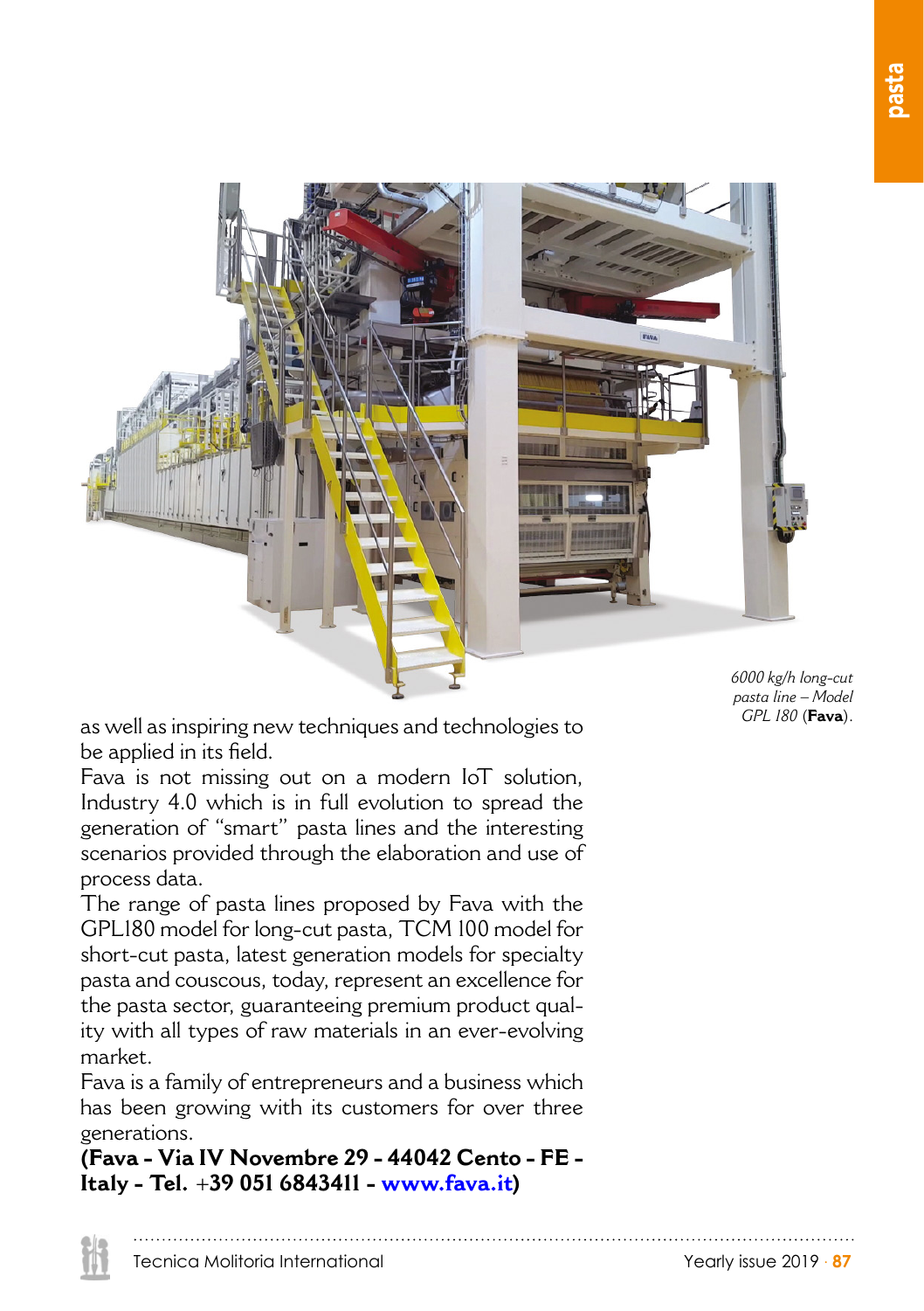*6000 kg/h long-cut pasta line – Model GPL 180* (**Fava**).

as well as inspiring new techniques and technologies to be applied in its field.

Fava is not missing out on a modern IoT solution, Industry 4.0 which is in full evolution to spread the generation of "smart" pasta lines and the interesting scenarios provided through the elaboration and use of process data.

The range of pasta lines proposed by Fava with the GPL180 model for long-cut pasta, TCM 100 model for short-cut pasta, latest generation models for specialty pasta and couscous, today, represent an excellence for the pasta sector, guaranteeing premium product quality with all types of raw materials in an ever-evolving market.

Fava is a family of entrepreneurs and a business which has been growing with its customers for over three generations.

**(Fava - Via IV Novembre 29 - 44042 Cento - FE - Italy - Tel. +39 051 6843411 - www.fava.it)**